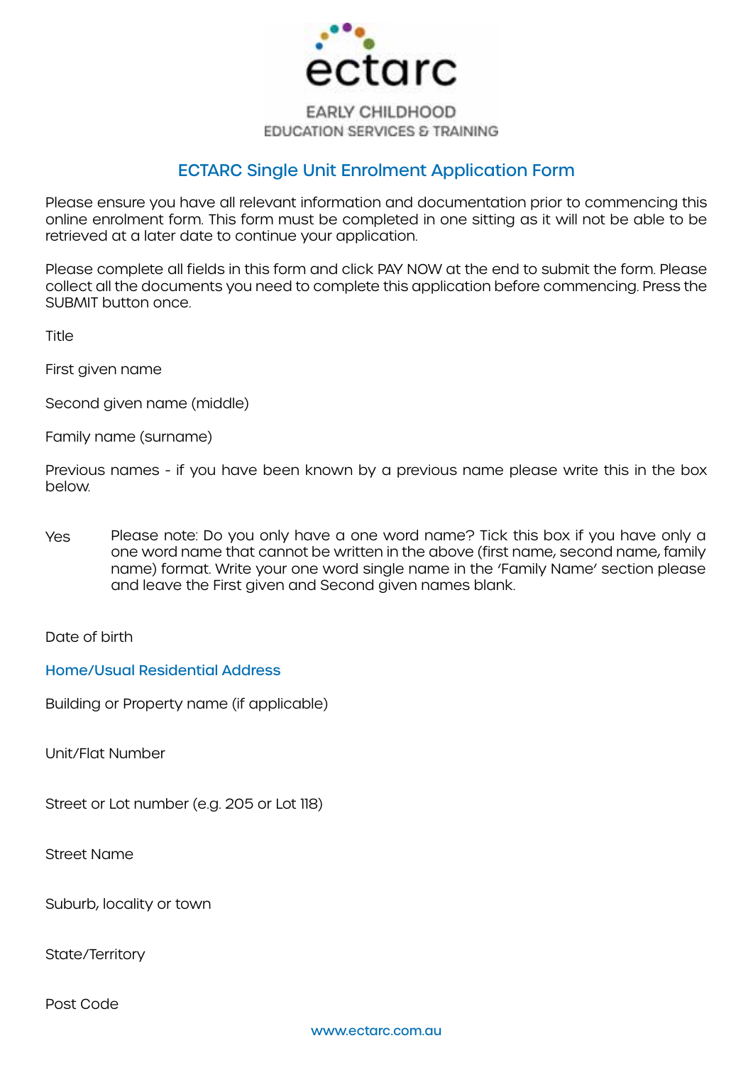ectarc

EARLY CHILDHOOD
EDUCATION SERVICES & TRAINING

## ECTARC Single Unit Enrolment Application Form

Please ensure you have all relevant information and documentation prior to commencing this online enrolment form. This form must be completed in one sitting as it will not be able to be retrieved at a later date to continue your application.

Please complete all fields in this form and click PAY NOW at the end to submit the form. Please collect all the documents you need to complete this application before commencing. Press the SUBMIT button once.

Title

First given name

Second given name (middle)

Family name (surname)

Previous names - if you have been known by a previous name please write this in the box below.

Yes  Please note: Do you only have a one word name? Tick this box if you have only a one word name that cannot be written in the above (first name, second name, family name) format. Write your one word single name in the 'Family Name' section please and leave the First given and Second given names blank.

Date of birth

### Home/Usual Residential Address

Building or Property name (if applicable)

Unit/Flat Number

Street or Lot number (e.g. 205 or Lot 118)

Street Name

Suburb, locality or town

State/Territory

Post Code

www.ectarc.com.au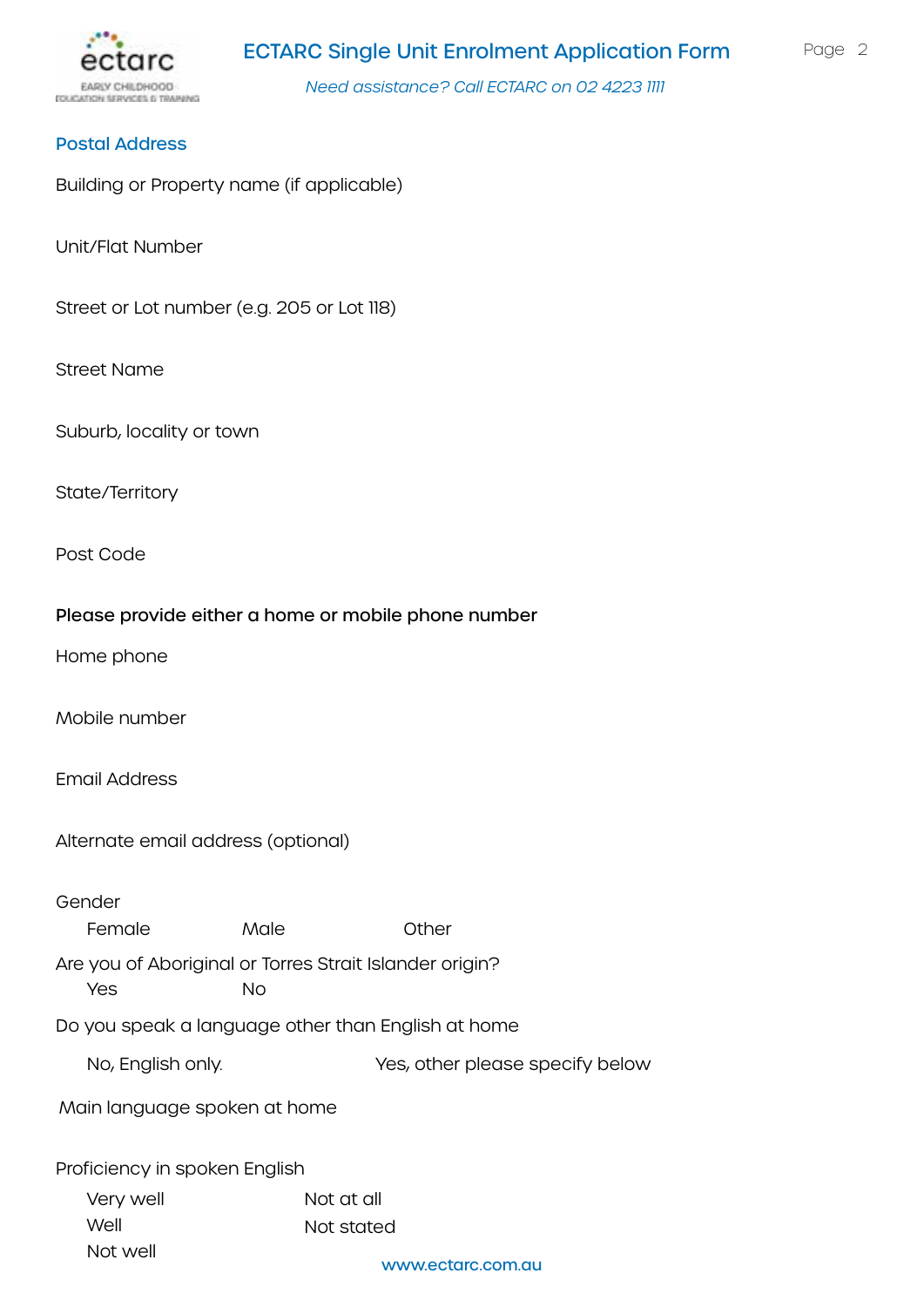## Postal Address

Building or Property name (if applicable)

Unit/Flat Number

Street or Lot number (e.g. 205 or Lot 118)

Street Name

Suburb, locality or town

State/Territory

Post Code

**Please provide either a home or mobile phone number**

Home phone

Mobile number

Email Address

Alternate email address (optional)

Gender

Female Male Other

Are you of Aboriginal or Torres Strait Islander origin?

Yes No

Do you speak a language other than English at home

No, English only. Yes, other please specify below

Main language spoken at home

Proficiency in spoken English

Very well

Well

Not well

Not at all

Not stated

www.ectarc.com.au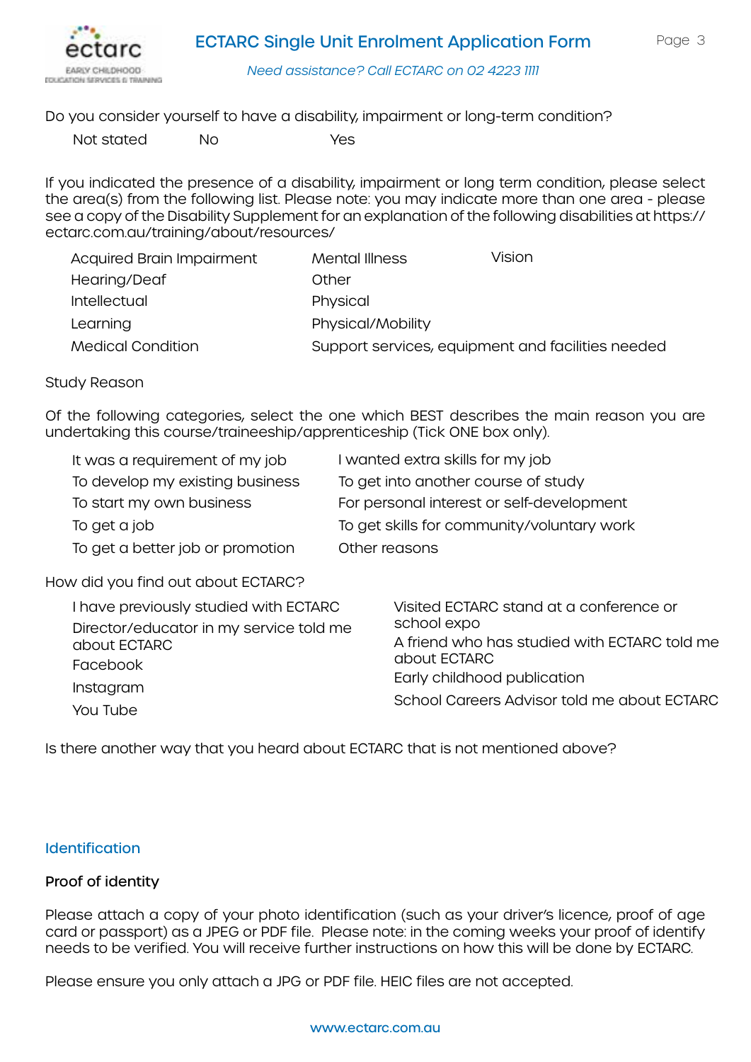Do you consider yourself to have a disability, impairment or long-term condition?

Not stated No Yes

If you indicated the presence of a disability, impairment or long term condition, please select the area(s) from the following list. Please note: you may indicate more than one area - please see a copy of the Disability Supplement for an explanation of the following disabilities at https://ectarc.com.au/training/about/resources/

- Acquired Brain Impairment
- Hearing/Deaf
- Intellectual
- Learning
- Medical Condition
- Mental Illness
- Other
- Physical
- Physical/Mobility
- Support services, equipment and facilities needed
- Vision

Study Reason

Of the following categories, select the one which BEST describes the main reason you are undertaking this course/traineeship/apprenticeship (Tick ONE box only).

- It was a requirement of my job
- To develop my existing business
- To start my own business
- To get a job
- To get a better job or promotion
- I wanted extra skills for my job
- To get into another course of study
- For personal interest or self-development
- To get skills for community/voluntary work
- Other reasons

How did you find out about ECTARC?

- I have previously studied with ECTARC
- Director/educator in my service told me about ECTARC
- Facebook
- Instagram
- You Tube
- Visited ECTARC stand at a conference or school expo
- A friend who has studied with ECTARC told me about ECTARC
- Early childhood publication
- School Careers Advisor told me about ECTARC

Is there another way that you heard about ECTARC that is not mentioned above?

## Identification

### Proof of identity

Please attach a copy of your photo identification (such as your driver's licence, proof of age card or passport) as a JPEG or PDF file. Please note: in the coming weeks your proof of identify needs to be verified. You will receive further instructions on how this will be done by ECTARC.

Please ensure you only attach a JPG or PDF file. HEIC files are not accepted.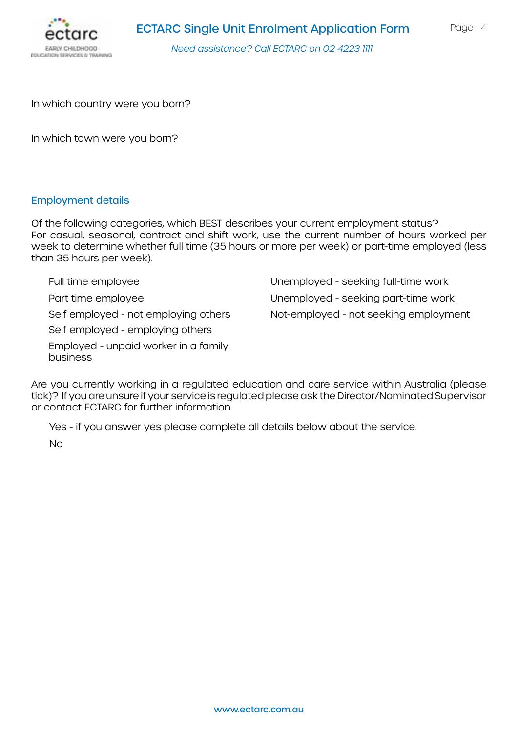In which country were you born?

In which town were you born?

## Employment details

Of the following categories, which BEST describes your current employment status?
For casual, seasonal, contract and shift work, use the current number of hours worked per week to determine whether full time (35 hours or more per week) or part-time employed (less than 35 hours per week).

- Full time employee
- Part time employee
- Self employed - not employing others
- Self employed - employing others
- Employed - unpaid worker in a family business
- Unemployed - seeking full-time work
- Unemployed - seeking part-time work
- Not-employed - not seeking employment

Are you currently working in a regulated education and care service within Australia (please tick)? If you are unsure if your service is regulated please ask the Director/Nominated Supervisor or contact ECTARC for further information.

- Yes - if you answer yes please complete all details below about the service.
- No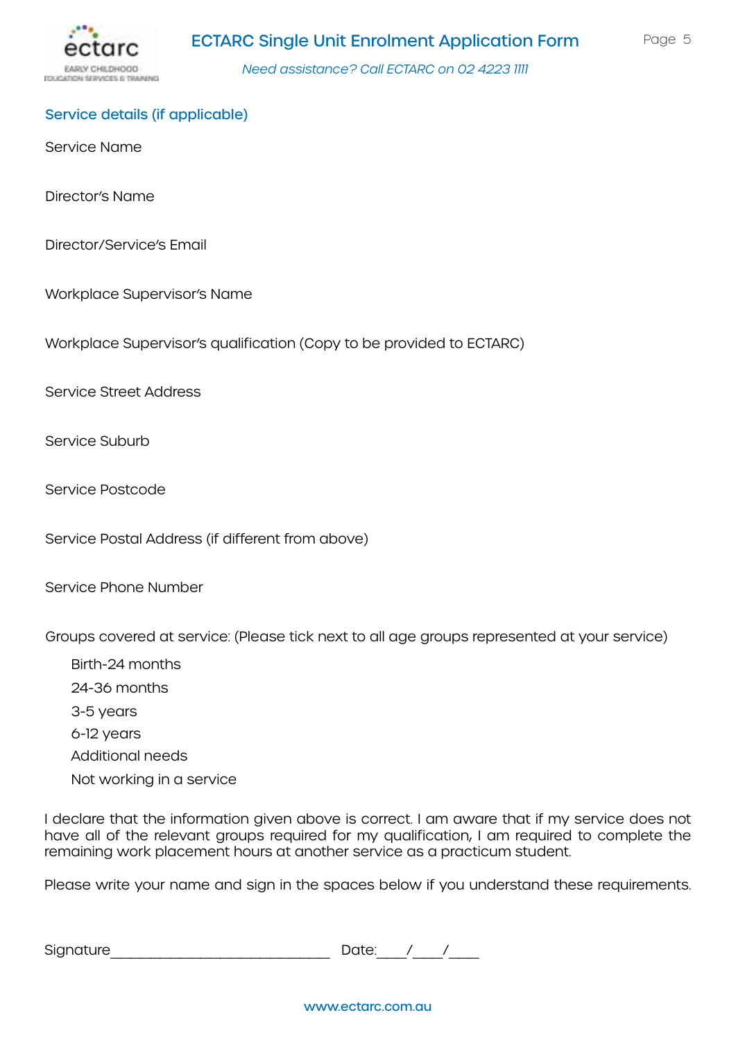## Service details (if applicable)

Service Name

Director's Name

Director/Service's Email

Workplace Supervisor's Name

Workplace Supervisor's qualification (Copy to be provided to ECTARC)

Service Street Address

Service Suburb

Service Postcode

Service Postal Address (if different from above)

Service Phone Number

Groups covered at service: (Please tick next to all age groups represented at your service)

- Birth-24 months
- 24-36 months
- 3-5 years
- 6-12 years
- Additional needs
- Not working in a service

I declare that the information given above is correct. I am aware that if my service does not have all of the relevant groups required for my qualification, I am required to complete the remaining work placement hours at another service as a practicum student.

Please write your name and sign in the spaces below if you understand these requirements.

Signature_____________________________ Date:____/____/____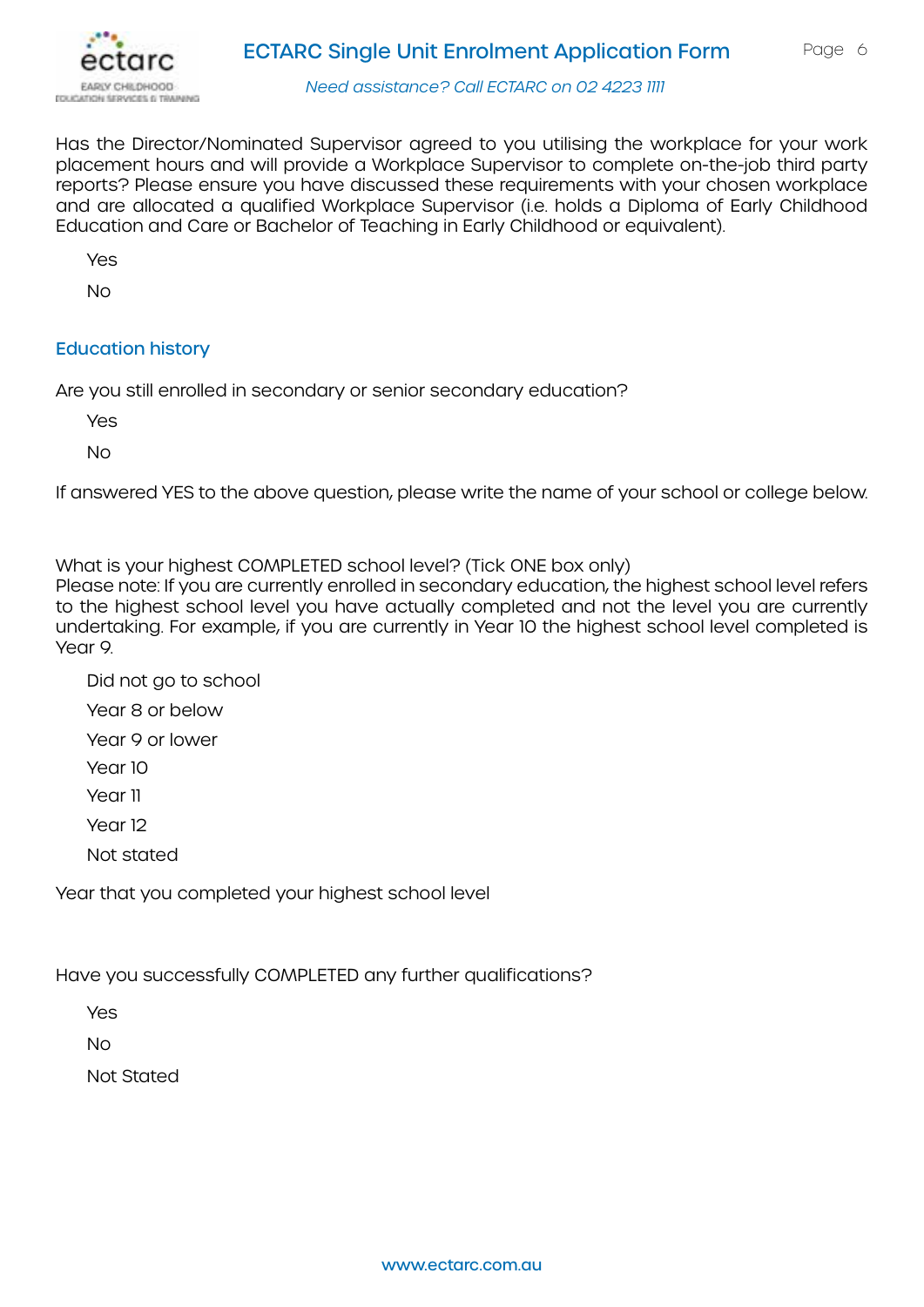Has the Director/Nominated Supervisor agreed to you utilising the workplace for your work placement hours and will provide a Workplace Supervisor to complete on-the-job third party reports? Please ensure you have discussed these requirements with your chosen workplace and are allocated a qualified Workplace Supervisor (i.e. holds a Diploma of Early Childhood Education and Care or Bachelor of Teaching in Early Childhood or equivalent).

Yes

No

## Education history

Are you still enrolled in secondary or senior secondary education?

Yes

No

If answered YES to the above question, please write the name of your school or college below.

What is your highest COMPLETED school level? (Tick ONE box only)
Please note: If you are currently enrolled in secondary education, the highest school level refers to the highest school level you have actually completed and not the level you are currently undertaking. For example, if you are currently in Year 10 the highest school level completed is Year 9.

Did not go to school

Year 8 or below

Year 9 or lower

Year 10

Year 11

Year 12

Not stated

Year that you completed your highest school level

Have you successfully COMPLETED any further qualifications?

Yes

No

Not Stated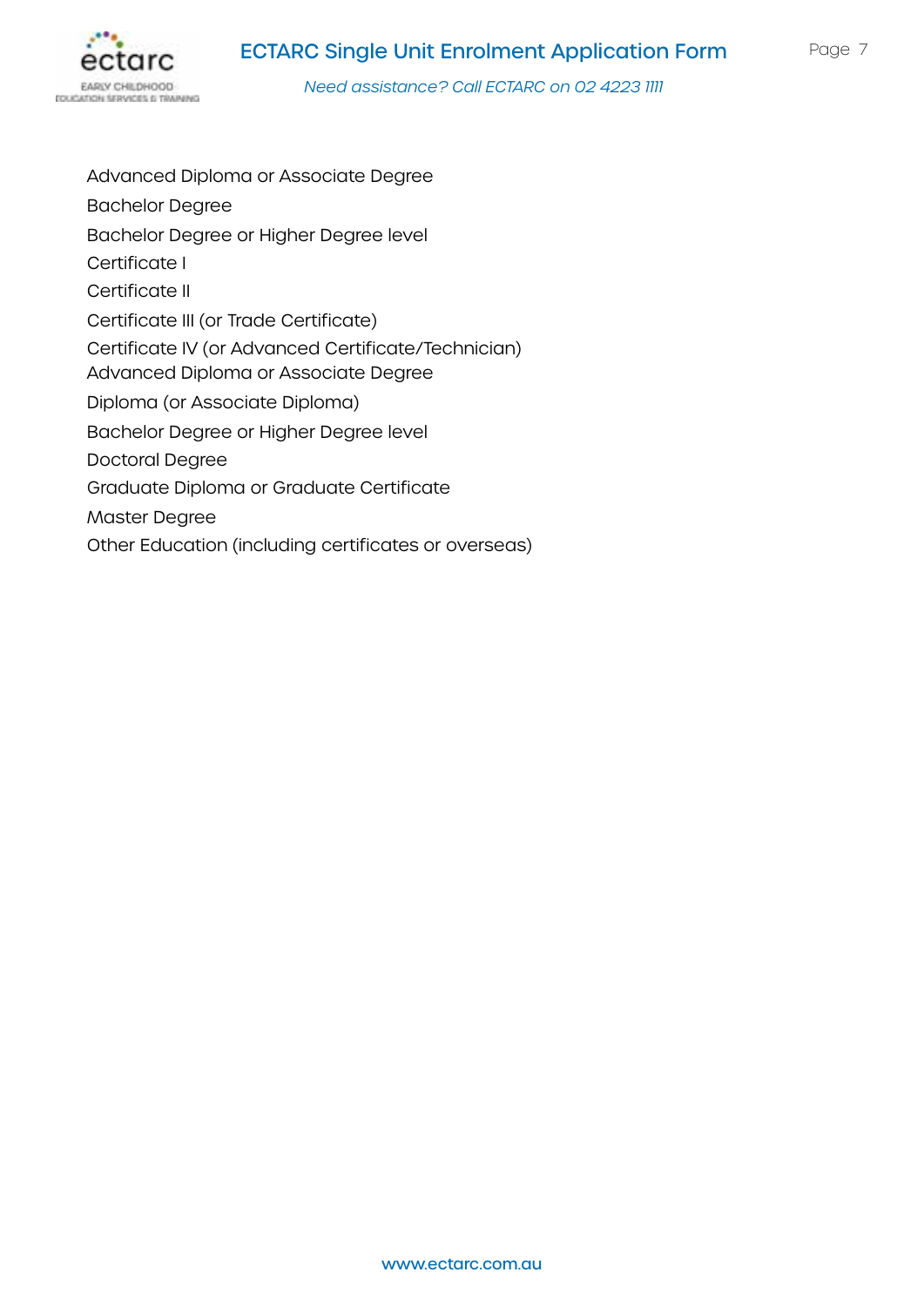Advanced Diploma or Associate Degree

Bachelor Degree

Bachelor Degree or Higher Degree level

Certificate I

Certificate II

Certificate III (or Trade Certificate)

Certificate IV (or Advanced Certificate/Technician)

Advanced Diploma or Associate Degree

Diploma (or Associate Diploma)

Bachelor Degree or Higher Degree level

Doctoral Degree

Graduate Diploma or Graduate Certificate

Master Degree

Other Education (including certificates or overseas)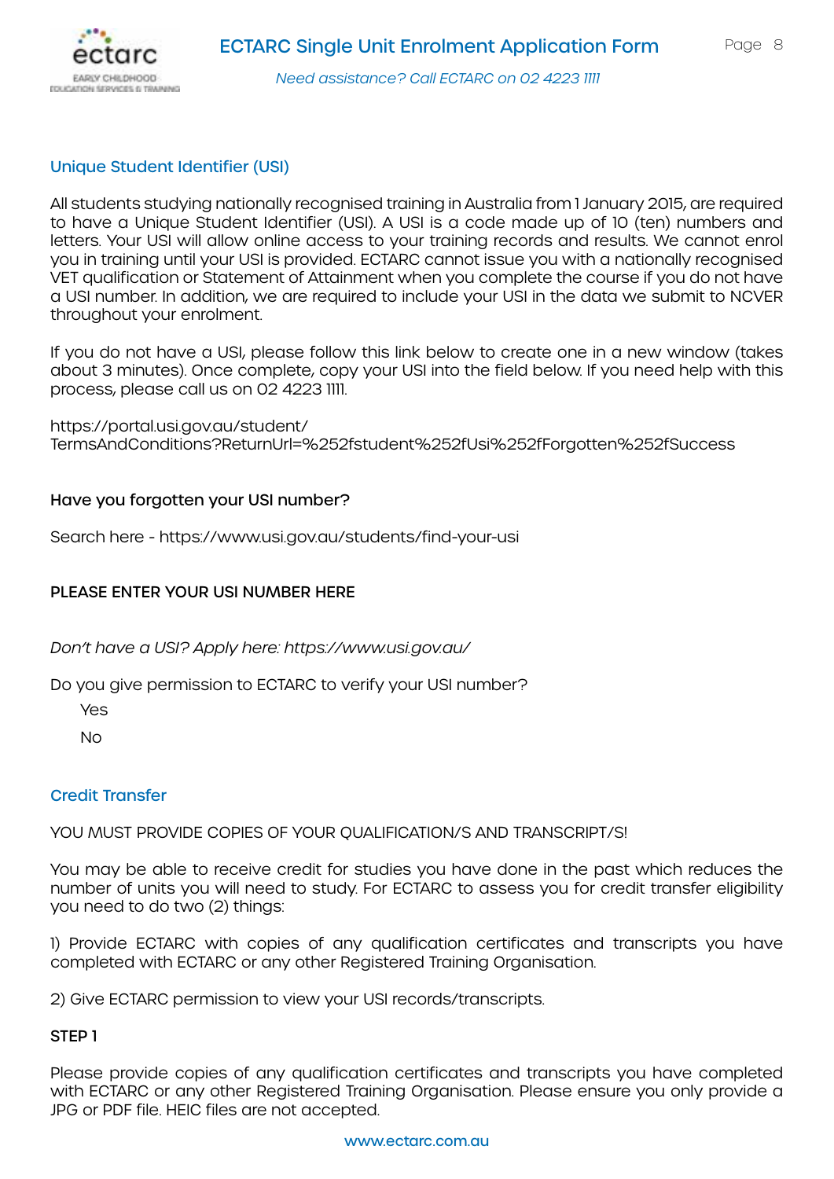## Unique Student Identifier (USI)

All students studying nationally recognised training in Australia from 1 January 2015, are required to have a Unique Student Identifier (USI). A USI is a code made up of 10 (ten) numbers and letters. Your USI will allow online access to your training records and results. We cannot enrol you in training until your USI is provided. ECTARC cannot issue you with a nationally recognised VET qualification or Statement of Attainment when you complete the course if you do not have a USI number. In addition, we are required to include your USI in the data we submit to NCVER throughout your enrolment.

If you do not have a USI, please follow this link below to create one in a new window (takes about 3 minutes). Once complete, copy your USI into the field below. If you need help with this process, please call us on 02 4223 1111.

https://portal.usi.gov.au/student/TermsAndConditions?ReturnUrl=%252fstudent%252fUsi%252fForgotten%252fSuccess

### Have you forgotten your USI number?

Search here - https://www.usi.gov.au/students/find-your-usi

### PLEASE ENTER YOUR USI NUMBER HERE

*Don't have a USI? Apply here: https://www.usi.gov.au/*

Do you give permission to ECTARC to verify your USI number?

- Yes
- No

## Credit Transfer

YOU MUST PROVIDE COPIES OF YOUR QUALIFICATION/S AND TRANSCRIPT/S!

You may be able to receive credit for studies you have done in the past which reduces the number of units you will need to study. For ECTARC to assess you for credit transfer eligibility you need to do two (2) things:

1) Provide ECTARC with copies of any qualification certificates and transcripts you have completed with ECTARC or any other Registered Training Organisation.

2) Give ECTARC permission to view your USI records/transcripts.

### STEP 1

Please provide copies of any qualification certificates and transcripts you have completed with ECTARC or any other Registered Training Organisation. Please ensure you only provide a JPG or PDF file. HEIC files are not accepted.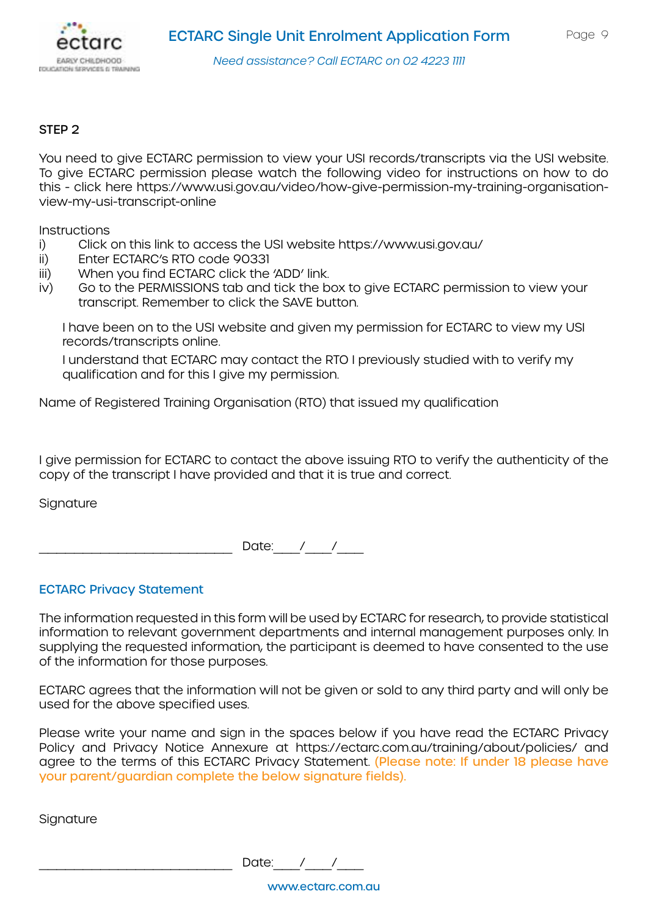STEP 2

You need to give ECTARC permission to view your USI records/transcripts via the USI website. To give ECTARC permission please watch the following video for instructions on how to do this - click here https://www.usi.gov.au/video/how-give-permission-my-training-organisation-view-my-usi-transcript-online

Instructions

i) Click on this link to access the USI website https://www.usi.gov.au/
ii) Enter ECTARC's RTO code 90331
iii) When you find ECTARC click the 'ADD' link.
iv) Go to the PERMISSIONS tab and tick the box to give ECTARC permission to view your transcript. Remember to click the SAVE button.

I have been on to the USI website and given my permission for ECTARC to view my USI records/transcripts online.

I understand that ECTARC may contact the RTO I previously studied with to verify my qualification and for this I give my permission.

Name of Registered Training Organisation (RTO) that issued my qualification

I give permission for ECTARC to contact the above issuing RTO to verify the authenticity of the copy of the transcript I have provided and that it is true and correct.

Signature

______________________________ Date:____/____/____

## ECTARC Privacy Statement

The information requested in this form will be used by ECTARC for research, to provide statistical information to relevant government departments and internal management purposes only. In supplying the requested information, the participant is deemed to have consented to the use of the information for those purposes.

ECTARC agrees that the information will not be given or sold to any third party and will only be used for the above specified uses.

Please write your name and sign in the spaces below if you have read the ECTARC Privacy Policy and Privacy Notice Annexure at https://ectarc.com.au/training/about/policies/ and agree to the terms of this ECTARC Privacy Statement. (Please note: If under 18 please have your parent/guardian complete the below signature fields).

Signature

______________________________ Date:____/____/____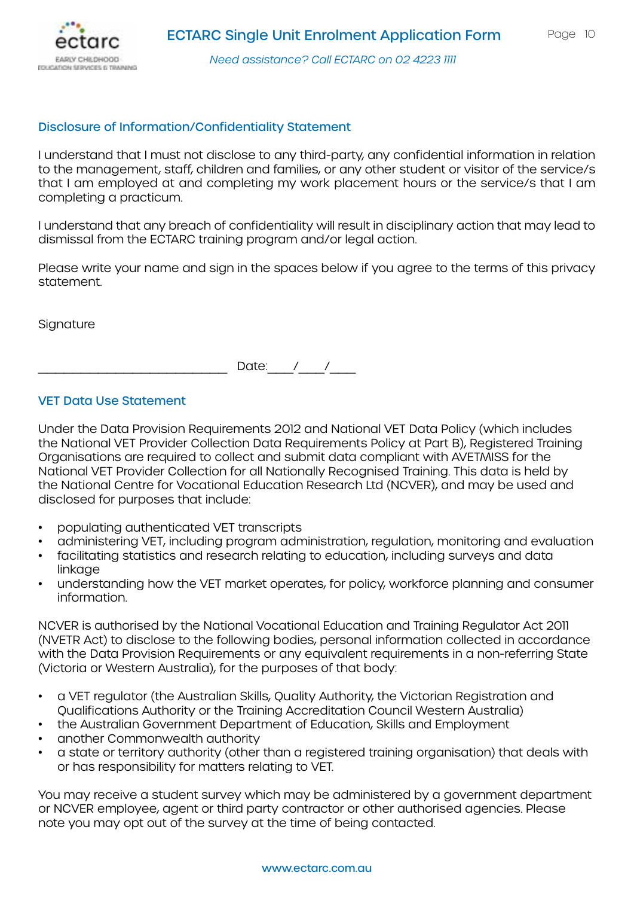## Disclosure of Information/Confidentiality Statement

I understand that I must not disclose to any third-party, any confidential information in relation to the management, staff, children and families, or any other student or visitor of the service/s that I am employed at and completing my work placement hours or the service/s that I am completing a practicum.

I understand that any breach of confidentiality will result in disciplinary action that may lead to dismissal from the ECTARC training program and/or legal action.

Please write your name and sign in the spaces below if you agree to the terms of this privacy statement.

Signature

______________________________ Date:____/____/____

## VET Data Use Statement

Under the Data Provision Requirements 2012 and National VET Data Policy (which includes the National VET Provider Collection Data Requirements Policy at Part B), Registered Training Organisations are required to collect and submit data compliant with AVETMISS for the National VET Provider Collection for all Nationally Recognised Training. This data is held by the National Centre for Vocational Education Research Ltd (NCVER), and may be used and disclosed for purposes that include:

- populating authenticated VET transcripts
- administering VET, including program administration, regulation, monitoring and evaluation
- facilitating statistics and research relating to education, including surveys and data linkage
- understanding how the VET market operates, for policy, workforce planning and consumer information.

NCVER is authorised by the National Vocational Education and Training Regulator Act 2011 (NVETR Act) to disclose to the following bodies, personal information collected in accordance with the Data Provision Requirements or any equivalent requirements in a non-referring State (Victoria or Western Australia), for the purposes of that body:

- a VET regulator (the Australian Skills, Quality Authority, the Victorian Registration and Qualifications Authority or the Training Accreditation Council Western Australia)
- the Australian Government Department of Education, Skills and Employment
- another Commonwealth authority
- a state or territory authority (other than a registered training organisation) that deals with or has responsibility for matters relating to VET.

You may receive a student survey which may be administered by a government department or NCVER employee, agent or third party contractor or other authorised agencies. Please note you may opt out of the survey at the time of being contacted.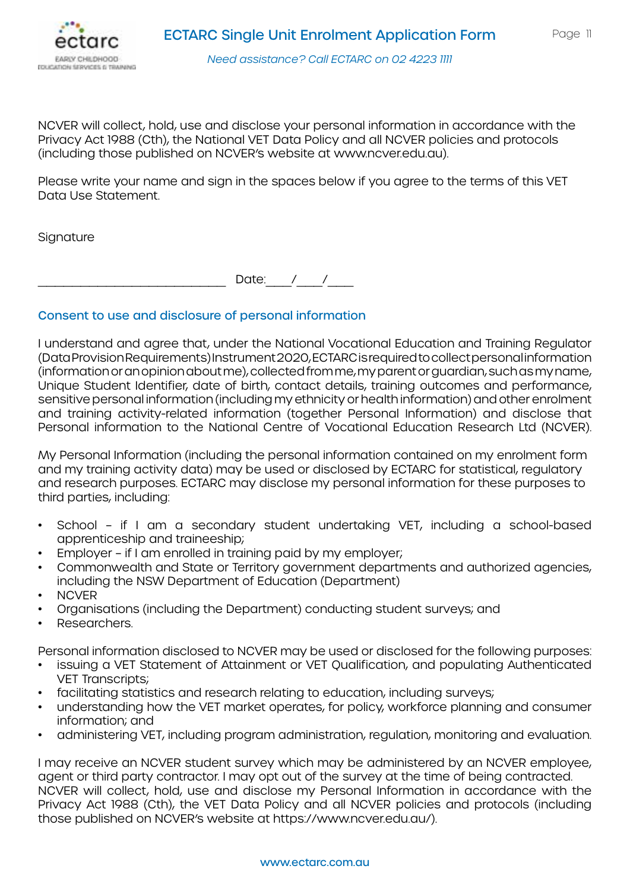NCVER will collect, hold, use and disclose your personal information in accordance with the Privacy Act 1988 (Cth), the National VET Data Policy and all NCVER policies and protocols (including those published on NCVER's website at www.ncver.edu.au).

Please write your name and sign in the spaces below if you agree to the terms of this VET Data Use Statement.

Signature

_____________________________ Date:____/____/____

## Consent to use and disclosure of personal information

I understand and agree that, under the National Vocational Education and Training Regulator (Data Provision Requirements) Instrument 2020, ECTARC is required to collect personal information (information or an opinion about me), collected from me, my parent or guardian, such as my name, Unique Student Identifier, date of birth, contact details, training outcomes and performance, sensitive personal information (including my ethnicity or health information) and other enrolment and training activity-related information (together Personal Information) and disclose that Personal information to the National Centre of Vocational Education Research Ltd (NCVER).

My Personal Information (including the personal information contained on my enrolment form and my training activity data) may be used or disclosed by ECTARC for statistical, regulatory and research purposes. ECTARC may disclose my personal information for these purposes to third parties, including:

- School – if I am a secondary student undertaking VET, including a school-based apprenticeship and traineeship;
- Employer – if I am enrolled in training paid by my employer;
- Commonwealth and State or Territory government departments and authorized agencies, including the NSW Department of Education (Department)
- NCVER
- Organisations (including the Department) conducting student surveys; and
- Researchers.

Personal information disclosed to NCVER may be used or disclosed for the following purposes:

- issuing a VET Statement of Attainment or VET Qualification, and populating Authenticated VET Transcripts;
- facilitating statistics and research relating to education, including surveys;
- understanding how the VET market operates, for policy, workforce planning and consumer information; and
- administering VET, including program administration, regulation, monitoring and evaluation.

I may receive an NCVER student survey which may be administered by an NCVER employee, agent or third party contractor. I may opt out of the survey at the time of being contracted. NCVER will collect, hold, use and disclose my Personal Information in accordance with the Privacy Act 1988 (Cth), the VET Data Policy and all NCVER policies and protocols (including those published on NCVER's website at https://www.ncver.edu.au/).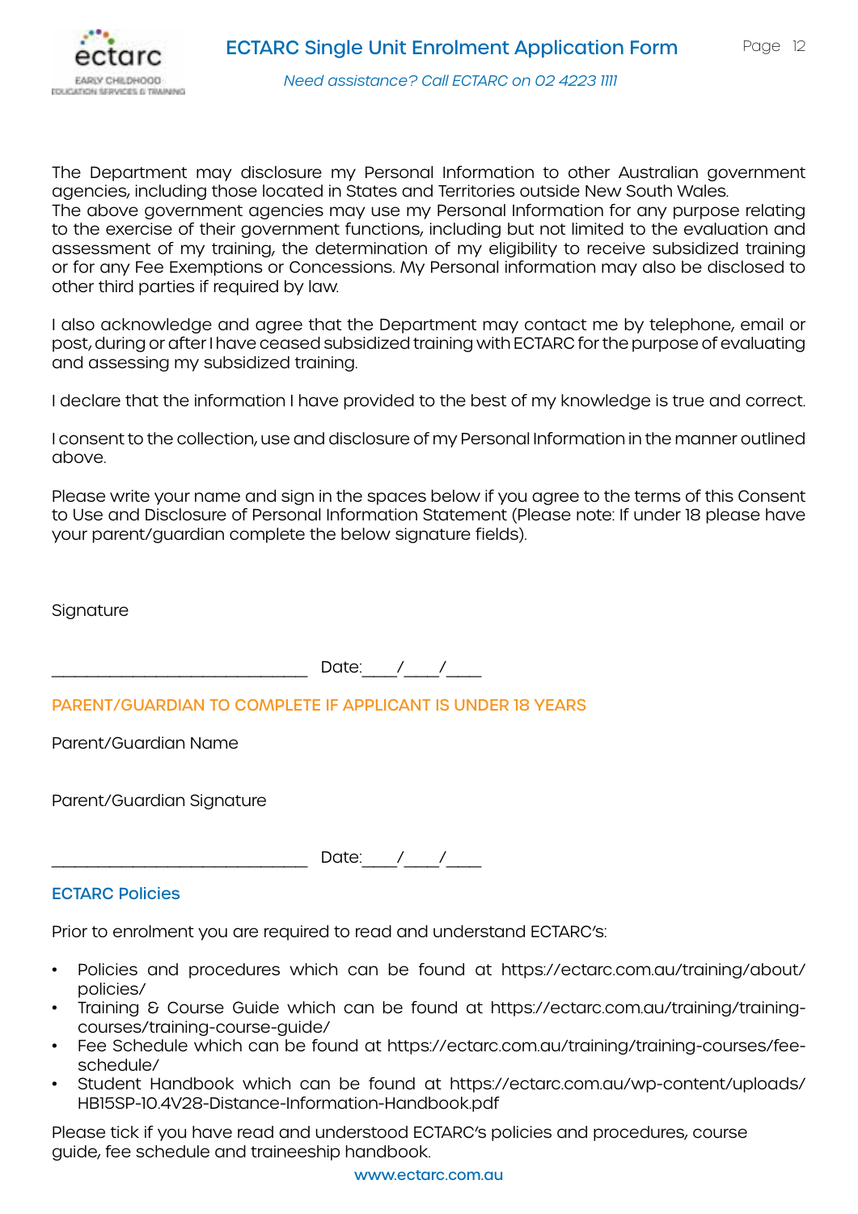The Department may disclosure my Personal Information to other Australian government agencies, including those located in States and Territories outside New South Wales.
The above government agencies may use my Personal Information for any purpose relating to the exercise of their government functions, including but not limited to the evaluation and assessment of my training, the determination of my eligibility to receive subsidized training or for any Fee Exemptions or Concessions. My Personal information may also be disclosed to other third parties if required by law.

I also acknowledge and agree that the Department may contact me by telephone, email or post, during or after I have ceased subsidized training with ECTARC for the purpose of evaluating and assessing my subsidized training.

I declare that the information I have provided to the best of my knowledge is true and correct.

I consent to the collection, use and disclosure of my Personal Information in the manner outlined above.

Please write your name and sign in the spaces below if you agree to the terms of this Consent to Use and Disclosure of Personal Information Statement (Please note: If under 18 please have your parent/guardian complete the below signature fields).

Signature

_____________________________ Date:____/____/____

**PARENT/GUARDIAN TO COMPLETE IF APPLICANT IS UNDER 18 YEARS**

Parent/Guardian Name

Parent/Guardian Signature

_____________________________ Date:____/____/____

## ECTARC Policies

Prior to enrolment you are required to read and understand ECTARC's:

- Policies and procedures which can be found at https://ectarc.com.au/training/about/policies/
- Training & Course Guide which can be found at https://ectarc.com.au/training/training-courses/training-course-guide/
- Fee Schedule which can be found at https://ectarc.com.au/training/training-courses/fee-schedule/
- Student Handbook which can be found at https://ectarc.com.au/wp-content/uploads/HB15SP-10.4V28-Distance-Information-Handbook.pdf

Please tick if you have read and understood ECTARC's policies and procedures, course guide, fee schedule and traineeship handbook.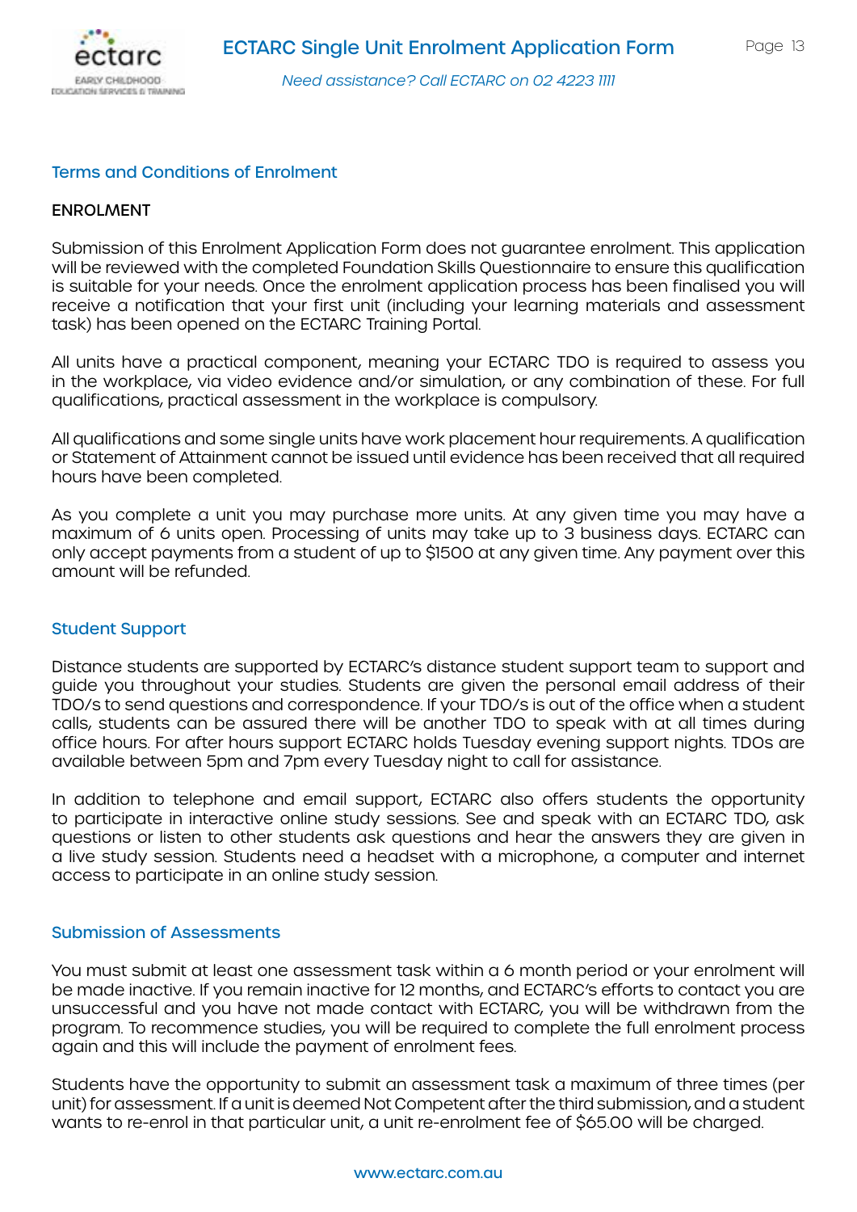## Terms and Conditions of Enrolment

### ENROLMENT

Submission of this Enrolment Application Form does not guarantee enrolment. This application will be reviewed with the completed Foundation Skills Questionnaire to ensure this qualification is suitable for your needs. Once the enrolment application process has been finalised you will receive a notification that your first unit (including your learning materials and assessment task) has been opened on the ECTARC Training Portal.

All units have a practical component, meaning your ECTARC TDO is required to assess you in the workplace, via video evidence and/or simulation, or any combination of these. For full qualifications, practical assessment in the workplace is compulsory.

All qualifications and some single units have work placement hour requirements. A qualification or Statement of Attainment cannot be issued until evidence has been received that all required hours have been completed.

As you complete a unit you may purchase more units. At any given time you may have a maximum of 6 units open. Processing of units may take up to 3 business days. ECTARC can only accept payments from a student of up to $1500 at any given time. Any payment over this amount will be refunded.

## Student Support

Distance students are supported by ECTARC's distance student support team to support and guide you throughout your studies. Students are given the personal email address of their TDO/s to send questions and correspondence. If your TDO/s is out of the office when a student calls, students can be assured there will be another TDO to speak with at all times during office hours. For after hours support ECTARC holds Tuesday evening support nights. TDOs are available between 5pm and 7pm every Tuesday night to call for assistance.

In addition to telephone and email support, ECTARC also offers students the opportunity to participate in interactive online study sessions. See and speak with an ECTARC TDO, ask questions or listen to other students ask questions and hear the answers they are given in a live study session. Students need a headset with a microphone, a computer and internet access to participate in an online study session.

## Submission of Assessments

You must submit at least one assessment task within a 6 month period or your enrolment will be made inactive. If you remain inactive for 12 months, and ECTARC's efforts to contact you are unsuccessful and you have not made contact with ECTARC, you will be withdrawn from the program. To recommence studies, you will be required to complete the full enrolment process again and this will include the payment of enrolment fees.

Students have the opportunity to submit an assessment task a maximum of three times (per unit) for assessment. If a unit is deemed Not Competent after the third submission, and a student wants to re-enrol in that particular unit, a unit re-enrolment fee of $65.00 will be charged.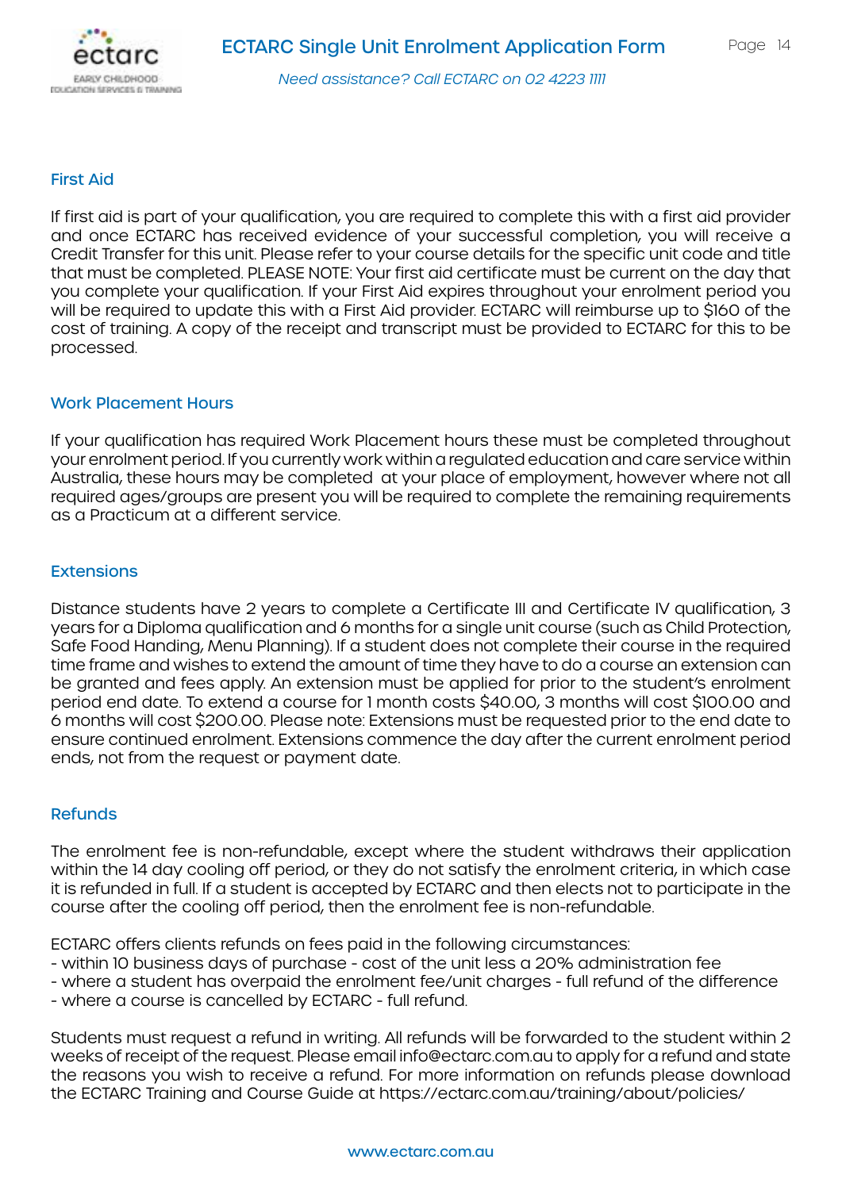## First Aid

If first aid is part of your qualification, you are required to complete this with a first aid provider and once ECTARC has received evidence of your successful completion, you will receive a Credit Transfer for this unit. Please refer to your course details for the specific unit code and title that must be completed. PLEASE NOTE: Your first aid certificate must be current on the day that you complete your qualification. If your First Aid expires throughout your enrolment period you will be required to update this with a First Aid provider. ECTARC will reimburse up to $160 of the cost of training. A copy of the receipt and transcript must be provided to ECTARC for this to be processed.

## Work Placement Hours

If your qualification has required Work Placement hours these must be completed throughout your enrolment period. If you currently work within a regulated education and care service within Australia, these hours may be completed at your place of employment, however where not all required ages/groups are present you will be required to complete the remaining requirements as a Practicum at a different service.

## Extensions

Distance students have 2 years to complete a Certificate III and Certificate IV qualification, 3 years for a Diploma qualification and 6 months for a single unit course (such as Child Protection, Safe Food Handing, Menu Planning). If a student does not complete their course in the required time frame and wishes to extend the amount of time they have to do a course an extension can be granted and fees apply. An extension must be applied for prior to the student's enrolment period end date. To extend a course for 1 month costs $40.00, 3 months will cost $100.00 and 6 months will cost $200.00. Please note: Extensions must be requested prior to the end date to ensure continued enrolment. Extensions commence the day after the current enrolment period ends, not from the request or payment date.

## Refunds

The enrolment fee is non-refundable, except where the student withdraws their application within the 14 day cooling off period, or they do not satisfy the enrolment criteria, in which case it is refunded in full. If a student is accepted by ECTARC and then elects not to participate in the course after the cooling off period, then the enrolment fee is non-refundable.

ECTARC offers clients refunds on fees paid in the following circumstances:
- within 10 business days of purchase - cost of the unit less a 20% administration fee
- where a student has overpaid the enrolment fee/unit charges - full refund of the difference
- where a course is cancelled by ECTARC - full refund.

Students must request a refund in writing. All refunds will be forwarded to the student within 2 weeks of receipt of the request. Please email info@ectarc.com.au to apply for a refund and state the reasons you wish to receive a refund. For more information on refunds please download the ECTARC Training and Course Guide at https://ectarc.com.au/training/about/policies/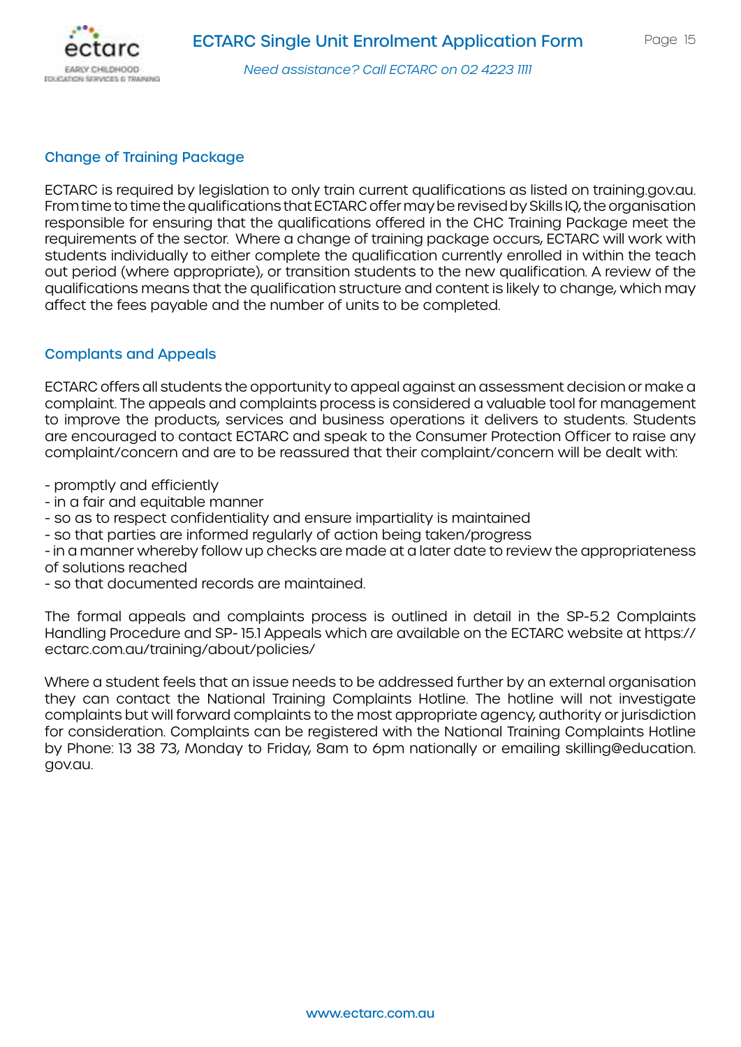## Change of Training Package

ECTARC is required by legislation to only train current qualifications as listed on training.gov.au. From time to time the qualifications that ECTARC offer may be revised by Skills IQ, the organisation responsible for ensuring that the qualifications offered in the CHC Training Package meet the requirements of the sector. Where a change of training package occurs, ECTARC will work with students individually to either complete the qualification currently enrolled in within the teach out period (where appropriate), or transition students to the new qualification. A review of the qualifications means that the qualification structure and content is likely to change, which may affect the fees payable and the number of units to be completed.

## Complants and Appeals

ECTARC offers all students the opportunity to appeal against an assessment decision or make a complaint. The appeals and complaints process is considered a valuable tool for management to improve the products, services and business operations it delivers to students. Students are encouraged to contact ECTARC and speak to the Consumer Protection Officer to raise any complaint/concern and are to be reassured that their complaint/concern will be dealt with:

- promptly and efficiently
- in a fair and equitable manner
- so as to respect confidentiality and ensure impartiality is maintained
- so that parties are informed regularly of action being taken/progress
- in a manner whereby follow up checks are made at a later date to review the appropriateness of solutions reached
- so that documented records are maintained.

The formal appeals and complaints process is outlined in detail in the SP-5.2 Complaints Handling Procedure and SP- 15.1 Appeals which are available on the ECTARC website at https://ectarc.com.au/training/about/policies/

Where a student feels that an issue needs to be addressed further by an external organisation they can contact the National Training Complaints Hotline. The hotline will not investigate complaints but will forward complaints to the most appropriate agency, authority or jurisdiction for consideration. Complaints can be registered with the National Training Complaints Hotline by Phone: 13 38 73, Monday to Friday, 8am to 6pm nationally or emailing skilling@education.gov.au.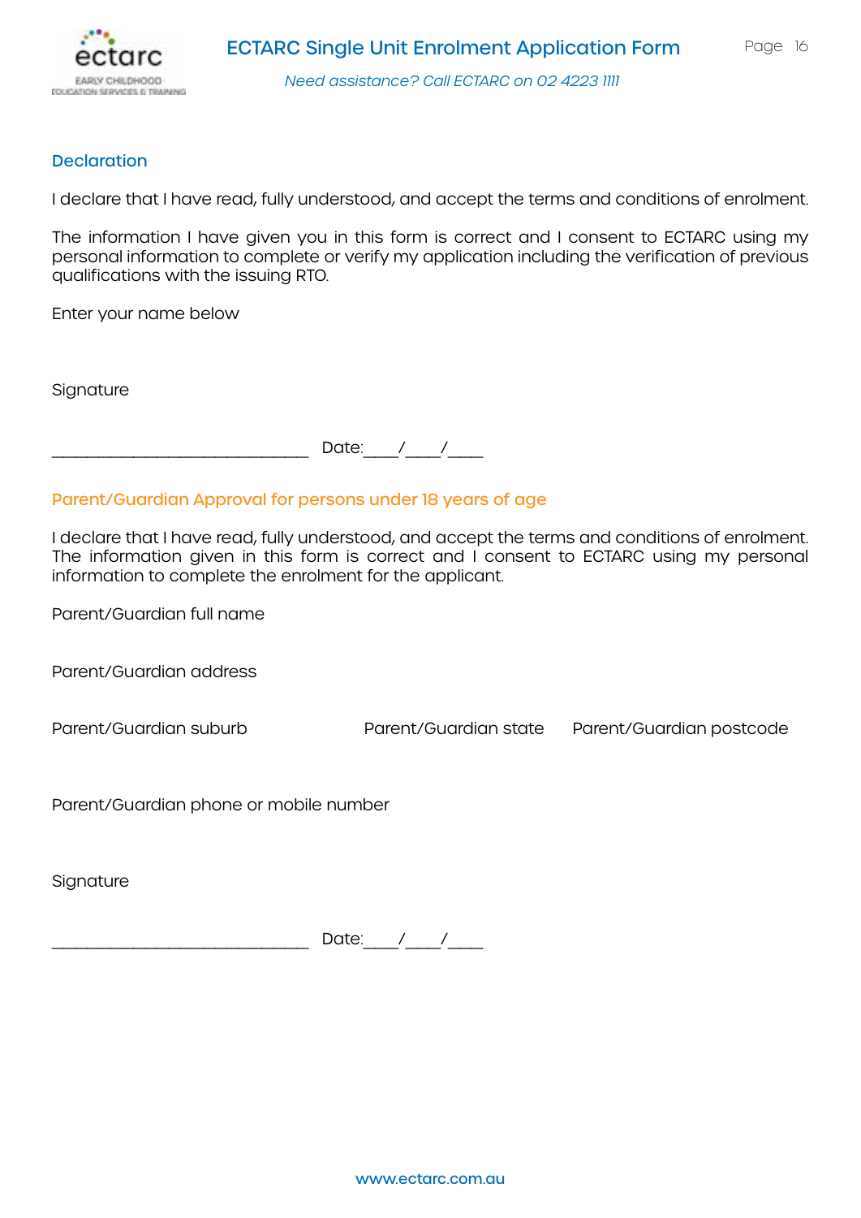## Declaration

I declare that I have read, fully understood, and accept the terms and conditions of enrolment.

The information I have given you in this form is correct and I consent to ECTARC using my personal information to complete or verify my application including the verification of previous qualifications with the issuing RTO.

Enter your name below

Signature

______________________________ Date:____/____/____

## Parent/Guardian Approval for persons under 18 years of age

I declare that I have read, fully understood, and accept the terms and conditions of enrolment. The information given in this form is correct and I consent to ECTARC using my personal information to complete the enrolment for the applicant.

Parent/Guardian full name

Parent/Guardian address

Parent/Guardian suburb

Parent/Guardian state

Parent/Guardian postcode

Parent/Guardian phone or mobile number

Signature

______________________________ Date:____/____/____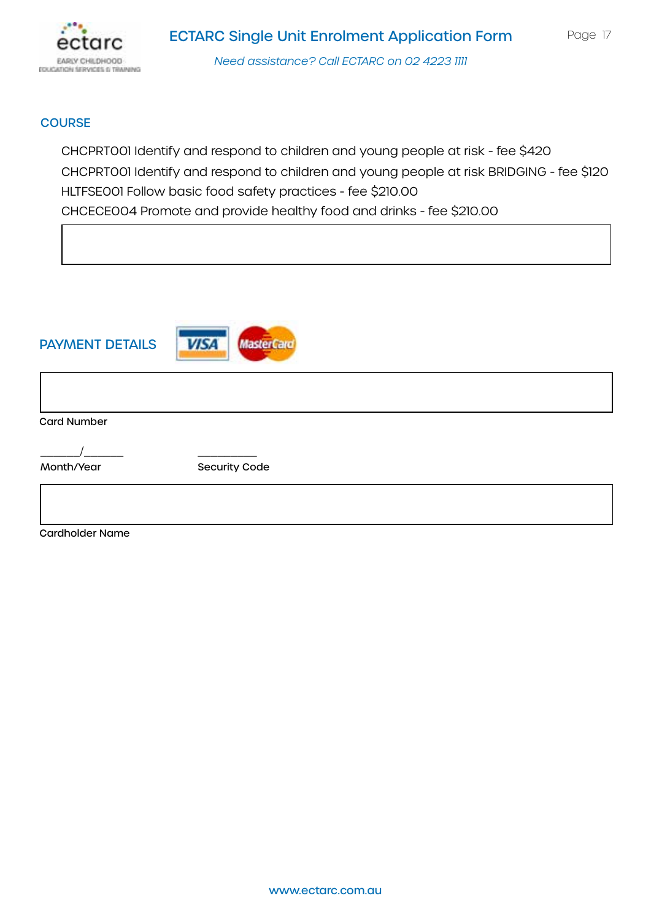# ECTARC Single Unit Enrolment Application Form

*Need assistance? Call ECTARC on 02 4223 1111*

## COURSE

CHCPRT001 Identify and respond to children and young people at risk - fee $420

CHCPRT001 Identify and respond to children and young people at risk BRIDGING - fee $120

HLTFSE001 Follow basic food safety practices - fee $210.00

CHCECE004 Promote and provide healthy food and drinks - fee $210.00

## PAYMENT DETAILS

VISA MasterCard

Card Number

_______/_______
Month/Year

__________
Security Code

Cardholder Name

www.ectarc.com.au